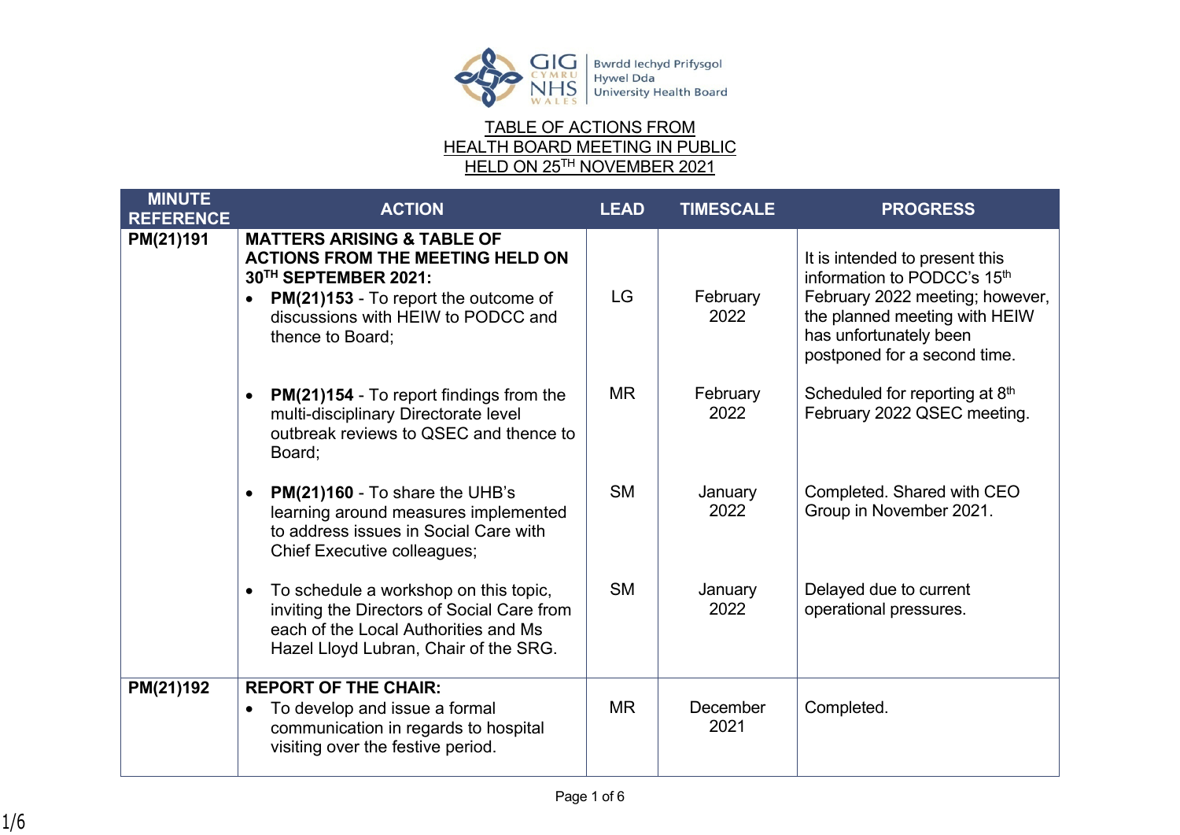# TABLE OF ACTIONS FROM HEALTH BOARD MEETING IN PUBLIC HELD ON 25TH NOVEMBER 2021

| MINUTE REFERENCE | ACTION | LEAD | TIMESCALE | PROGRESS |
|---|---|---|---|---|
| **PM(21)191** | **MATTERS ARISING & TABLE OF ACTIONS FROM THE MEETING HELD ON 30TH SEPTEMBER 2021:**<br>• **PM(21)153** - To report the outcome of discussions with HEIW to PODCC and thence to Board; | LG | February 2022 | It is intended to present this information to PODCC's 15th February 2022 meeting; however, the planned meeting with HEIW has unfortunately been postponed for a second time. |
| | • **PM(21)154** - To report findings from the multi-disciplinary Directorate level outbreak reviews to QSEC and thence to Board; | MR | February 2022 | Scheduled for reporting at 8th February 2022 QSEC meeting. |
| | • **PM(21)160** - To share the UHB's learning around measures implemented to address issues in Social Care with Chief Executive colleagues; | SM | January 2022 | Completed. Shared with CEO Group in November 2021. |
| | • To schedule a workshop on this topic, inviting the Directors of Social Care from each of the Local Authorities and Ms Hazel Lloyd Lubran, Chair of the SRG. | SM | January 2022 | Delayed due to current operational pressures. |
| **PM(21)192** | **REPORT OF THE CHAIR:**<br>• To develop and issue a formal communication in regards to hospital visiting over the festive period. | MR | December 2021 | Completed. |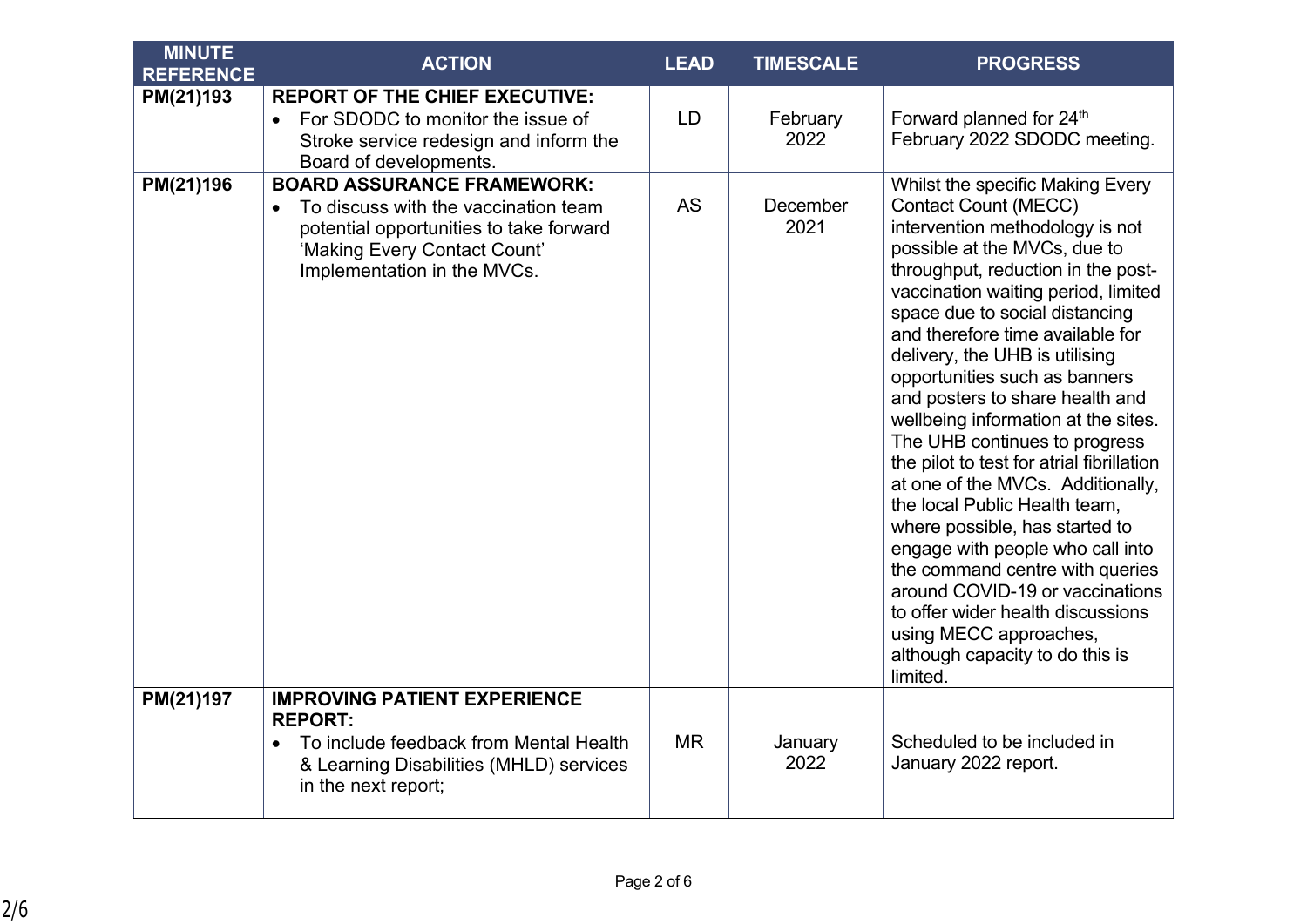| MINUTE REFERENCE | ACTION | LEAD | TIMESCALE | PROGRESS |
|---|---|---|---|---|
| PM(21)193 | **REPORT OF THE CHIEF EXECUTIVE:** <br>• For SDODC to monitor the issue of Stroke service redesign and inform the Board of developments. | LD | February 2022 | Forward planned for 24th February 2022 SDODC meeting. |
| PM(21)196 | **BOARD ASSURANCE FRAMEWORK:** <br>• To discuss with the vaccination team potential opportunities to take forward 'Making Every Contact Count' Implementation in the MVCs. | AS | December 2021 | Whilst the specific Making Every Contact Count (MECC) intervention methodology is not possible at the MVCs, due to throughput, reduction in the post-vaccination waiting period, limited space due to social distancing and therefore time available for delivery, the UHB is utilising opportunities such as banners and posters to share health and wellbeing information at the sites. The UHB continues to progress the pilot to test for atrial fibrillation at one of the MVCs. Additionally, the local Public Health team, where possible, has started to engage with people who call into the command centre with queries around COVID-19 or vaccinations to offer wider health discussions using MECC approaches, although capacity to do this is limited. |
| PM(21)197 | **IMPROVING PATIENT EXPERIENCE REPORT:** <br>• To include feedback from Mental Health & Learning Disabilities (MHLD) services in the next report; | MR | January 2022 | Scheduled to be included in January 2022 report. |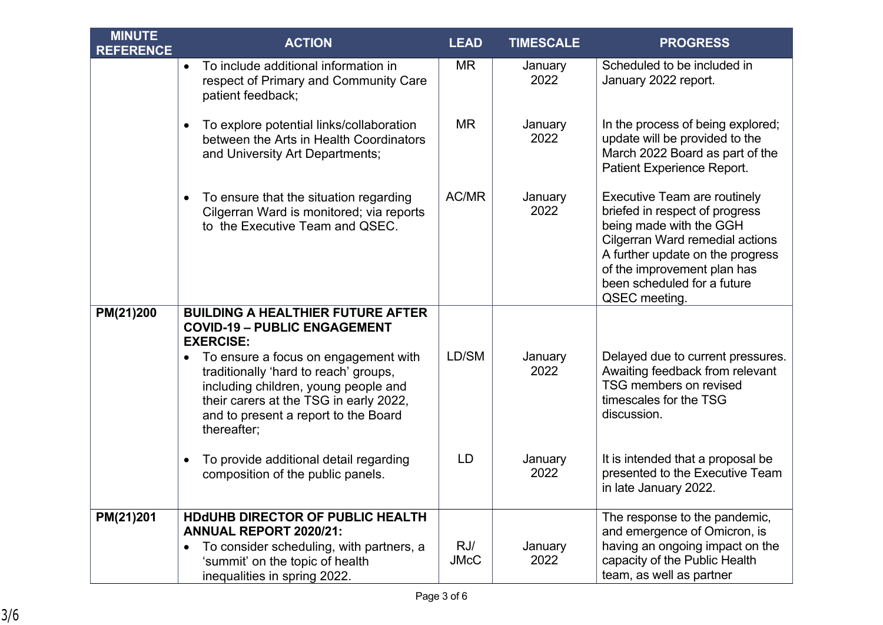| MINUTE REFERENCE | ACTION | LEAD | TIMESCALE | PROGRESS |
|---|---|---|---|---|
| | • To include additional information in respect of Primary and Community Care patient feedback; | MR | January 2022 | Scheduled to be included in January 2022 report. |
| | • To explore potential links/collaboration between the Arts in Health Coordinators and University Art Departments; | MR | January 2022 | In the process of being explored; update will be provided to the March 2022 Board as part of the Patient Experience Report. |
| | • To ensure that the situation regarding Cilgerran Ward is monitored; via reports to the Executive Team and QSEC. | AC/MR | January 2022 | Executive Team are routinely briefed in respect of progress being made with the GGH Cilgerran Ward remedial actions A further update on the progress of the improvement plan has been scheduled for a future QSEC meeting. |
| **PM(21)200** | **BUILDING A HEALTHIER FUTURE AFTER COVID-19 – PUBLIC ENGAGEMENT EXERCISE:** | | | |
| | • To ensure a focus on engagement with traditionally 'hard to reach' groups, including children, young people and their carers at the TSG in early 2022, and to present a report to the Board thereafter; | LD/SM | January 2022 | Delayed due to current pressures. Awaiting feedback from relevant TSG members on revised timescales for the TSG discussion. |
| | • To provide additional detail regarding composition of the public panels. | LD | January 2022 | It is intended that a proposal be presented to the Executive Team in late January 2022. |
| **PM(21)201** | **HDdUHB DIRECTOR OF PUBLIC HEALTH ANNUAL REPORT 2020/21:**<br>• To consider scheduling, with partners, a 'summit' on the topic of health inequalities in spring 2022. | RJ/ JMcC | January 2022 | The response to the pandemic, and emergence of Omicron, is having an ongoing impact on the capacity of the Public Health team, as well as partner |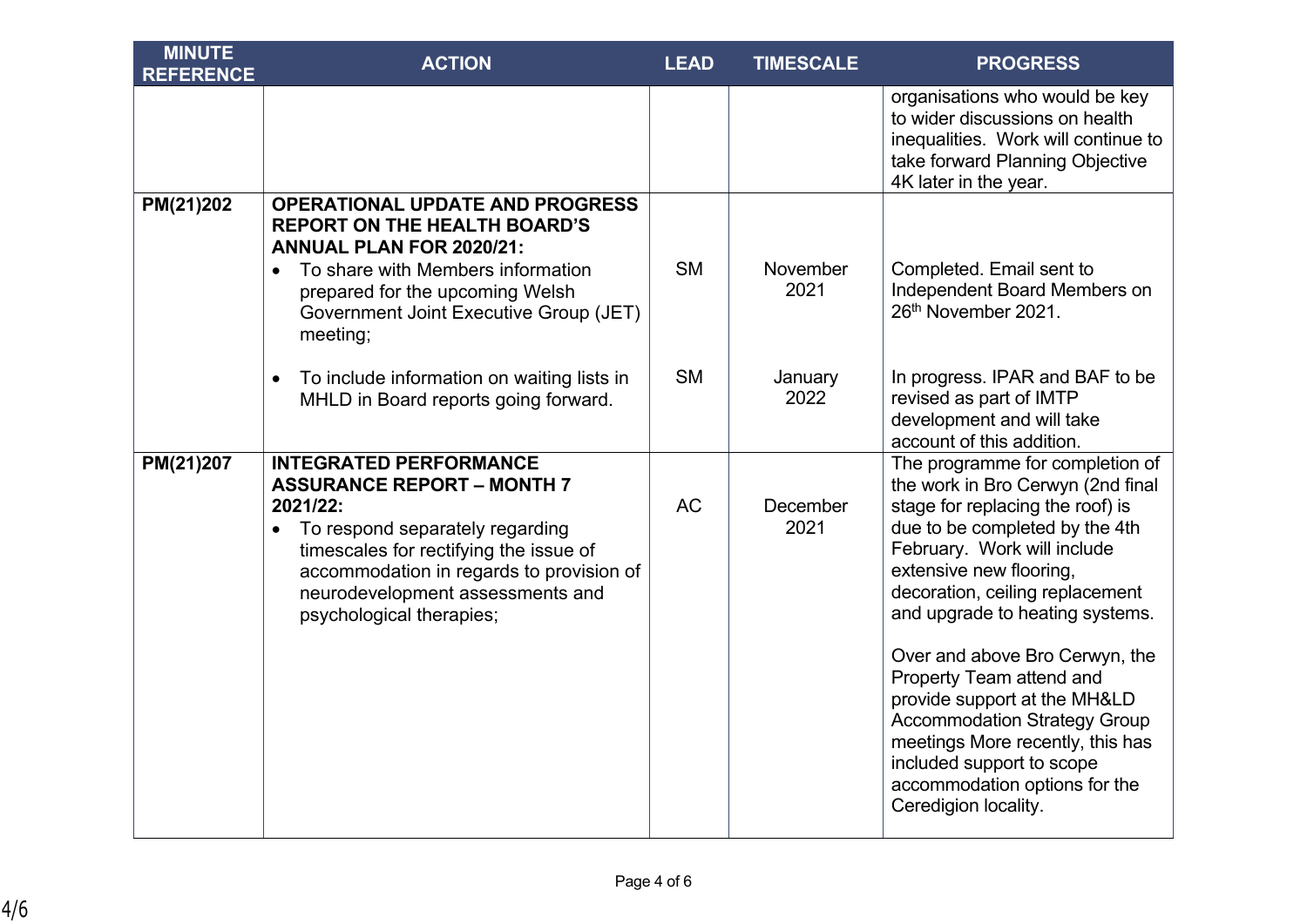| MINUTE REFERENCE | ACTION | LEAD | TIMESCALE | PROGRESS |
| --- | --- | --- | --- | --- |
| | | | | organisations who would be key to wider discussions on health inequalities. Work will continue to take forward Planning Objective 4K later in the year. |
| PM(21)202 | **OPERATIONAL UPDATE AND PROGRESS REPORT ON THE HEALTH BOARD'S ANNUAL PLAN FOR 2020/21:**<br>• To share with Members information prepared for the upcoming Welsh Government Joint Executive Group (JET) meeting;<br><br>• To include information on waiting lists in MHLD in Board reports going forward. | SM<br><br><br><br>SM | November 2021<br><br><br><br>January 2022 | Completed. Email sent to Independent Board Members on 26th November 2021.<br><br><br>In progress. IPAR and BAF to be revised as part of IMTP development and will take account of this addition. |
| PM(21)207 | **INTEGRATED PERFORMANCE ASSURANCE REPORT – MONTH 7 2021/22:**<br>• To respond separately regarding timescales for rectifying the issue of accommodation in regards to provision of neurodevelopment assessments and psychological therapies; | AC | December 2021 | The programme for completion of the work in Bro Cerwyn (2nd final stage for replacing the roof) is due to be completed by the 4th February. Work will include extensive new flooring, decoration, ceiling replacement and upgrade to heating systems.<br><br>Over and above Bro Cerwyn, the Property Team attend and provide support at the MH&LD Accommodation Strategy Group meetings More recently, this has included support to scope accommodation options for the Ceredigion locality. |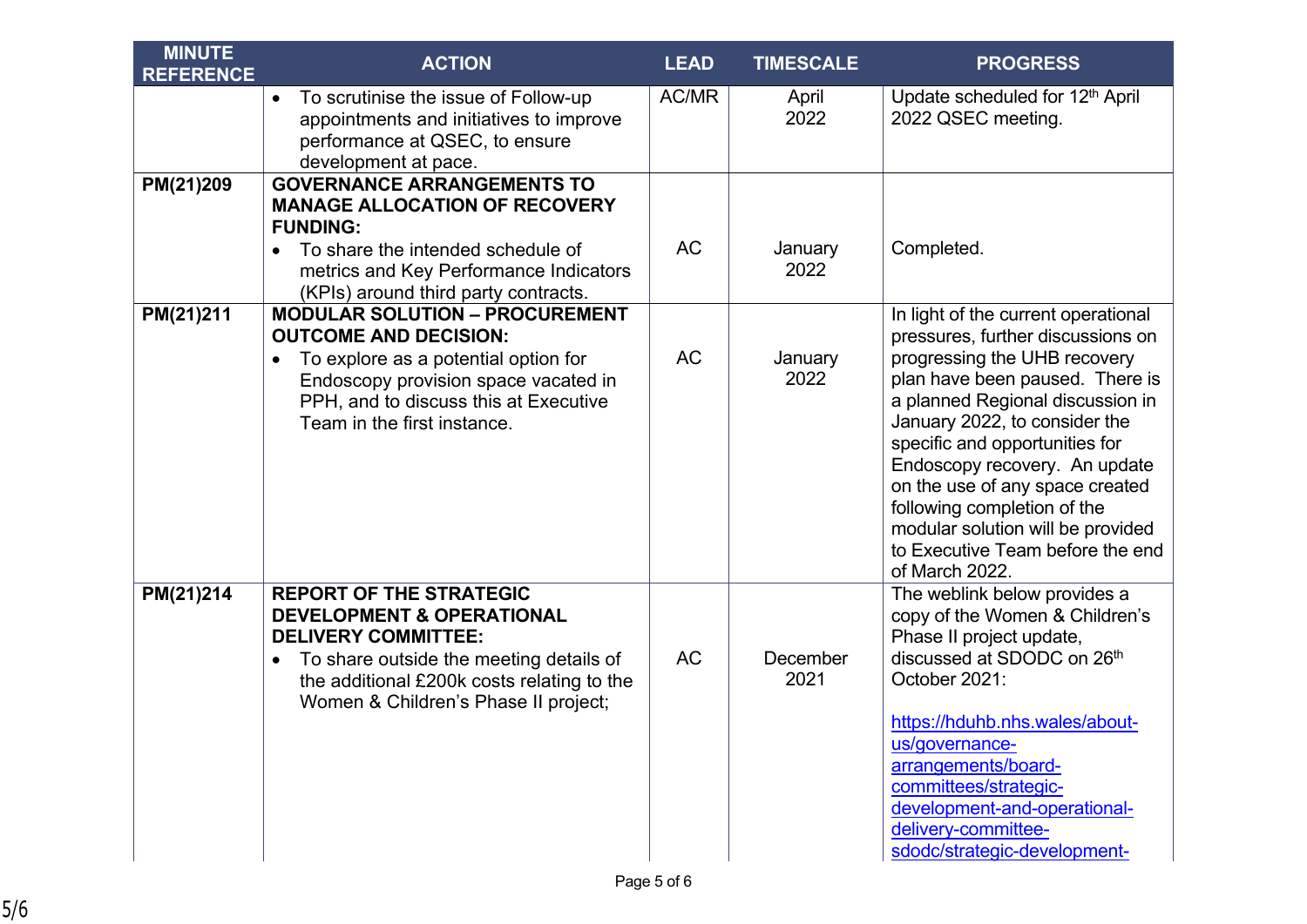| MINUTE REFERENCE | ACTION | LEAD | TIMESCALE | PROGRESS |
|---|---|---|---|---|
| | • To scrutinise the issue of Follow-up appointments and initiatives to improve performance at QSEC, to ensure development at pace. | AC/MR | April 2022 | Update scheduled for 12th April 2022 QSEC meeting. |
| PM(21)209 | **GOVERNANCE ARRANGEMENTS TO MANAGE ALLOCATION OF RECOVERY FUNDING:** • To share the intended schedule of metrics and Key Performance Indicators (KPIs) around third party contracts. | AC | January 2022 | Completed. |
| PM(21)211 | **MODULAR SOLUTION – PROCUREMENT OUTCOME AND DECISION:** • To explore as a potential option for Endoscopy provision space vacated in PPH, and to discuss this at Executive Team in the first instance. | AC | January 2022 | In light of the current operational pressures, further discussions on progressing the UHB recovery plan have been paused. There is a planned Regional discussion in January 2022, to consider the specific and opportunities for Endoscopy recovery. An update on the use of any space created following completion of the modular solution will be provided to Executive Team before the end of March 2022. |
| PM(21)214 | **REPORT OF THE STRATEGIC DEVELOPMENT & OPERATIONAL DELIVERY COMMITTEE:** • To share outside the meeting details of the additional £200k costs relating to the Women & Children's Phase II project; | AC | December 2021 | The weblink below provides a copy of the Women & Children's Phase II project update, discussed at SDODC on 26th October 2021: https://hduhb.nhs.wales/about-us/governance-arrangements/board-committees/strategic-development-and-operational-delivery-committee-sdodc/strategic-development- |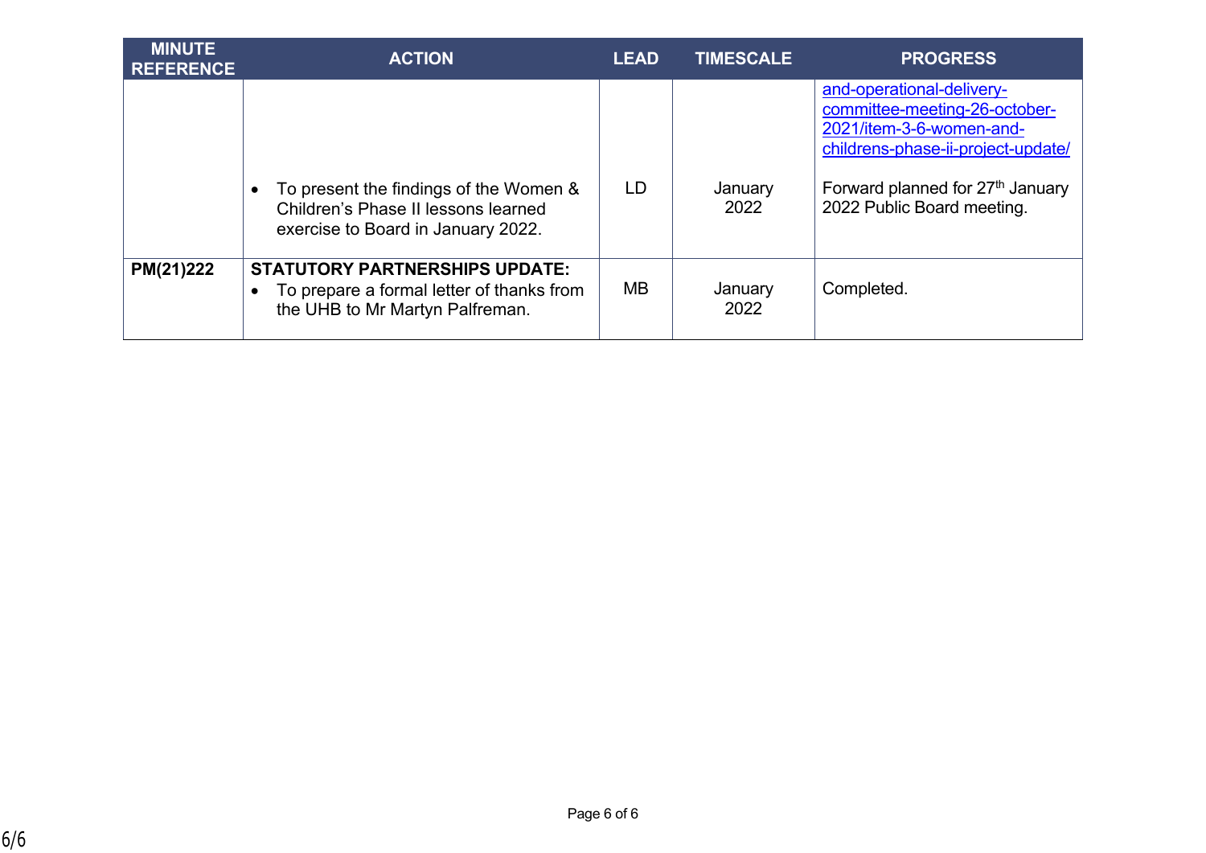| MINUTE REFERENCE | ACTION | LEAD | TIMESCALE | PROGRESS |
|---|---|---|---|---|
| | | | | and-operational-delivery-committee-meeting-26-october-2021/item-3-6-women-and-childrens-phase-ii-project-update/ |
| | • To present the findings of the Women & Children's Phase II lessons learned exercise to Board in January 2022. | LD | January 2022 | Forward planned for 27th January 2022 Public Board meeting. |
| **PM(21)222** | **STATUTORY PARTNERSHIPS UPDATE:** • To prepare a formal letter of thanks from the UHB to Mr Martyn Palfreman. | MB | January 2022 | Completed. |